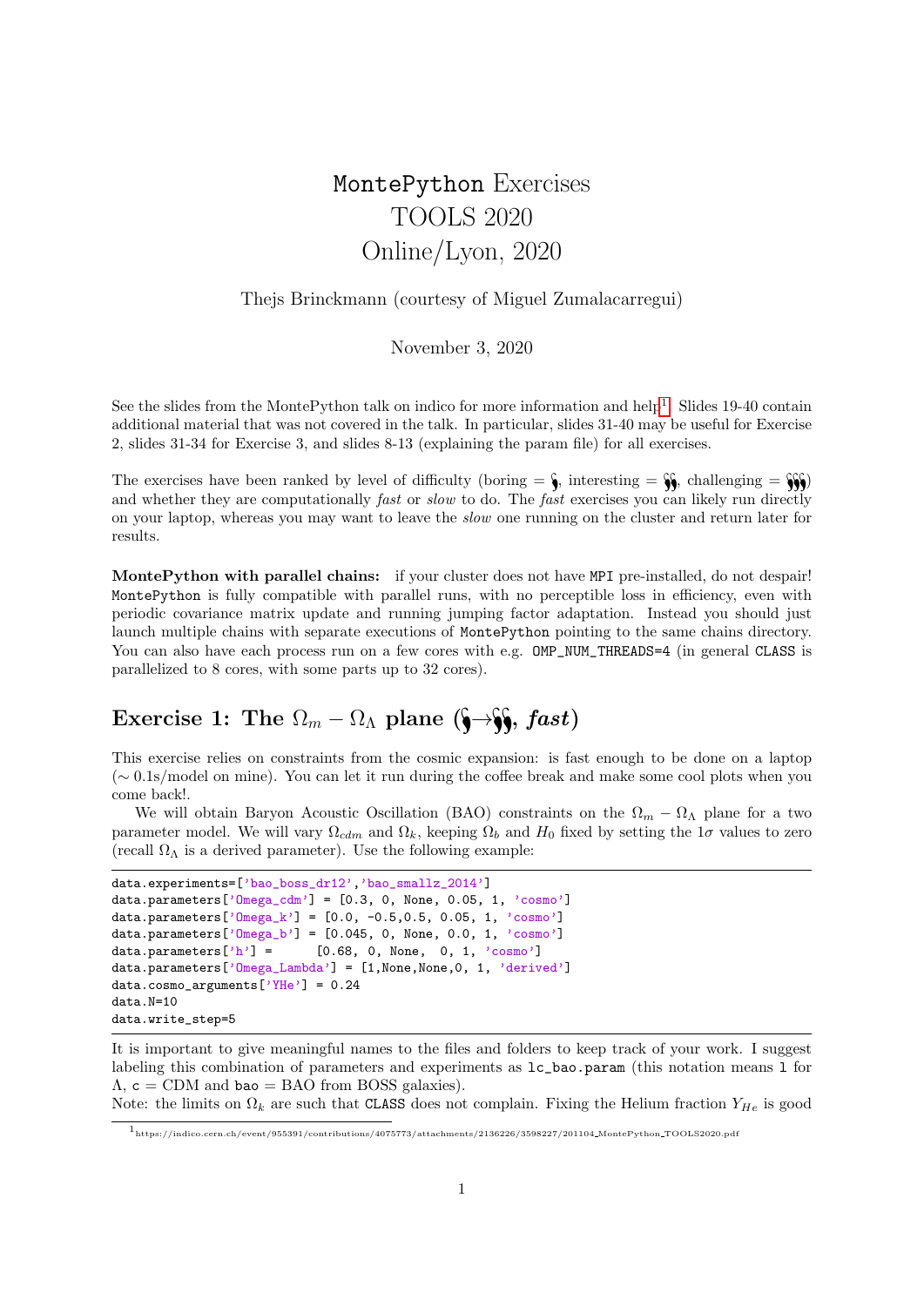# `MontePython` Exercises
# TOOLS 2020
# Online/Lyon, 2020

Thejs Brinckmann (courtesy of Miguel Zumalacarregui)

November 3, 2020

See the slides from the MontePython talk on indico for more information and help[1]. Slides 19-40 contain additional material that was not covered in the talk. In particular, slides 31-40 may be useful for Exercise 2, slides 31-34 for Exercise 3, and slides 8-13 (explaining the param file) for all exercises.

The exercises have been ranked by level of difficulty (boring = 🌶, interesting = 🌶🌶, challenging = 🌶🌶🌶) and whether they are computationally *fast* or *slow* to do. The *fast* exercises you can likely run directly on your laptop, whereas you may want to leave the *slow* one running on the cluster and return later for results.

**MontePython with parallel chains:** if your cluster does not have `MPI` pre-installed, do not despair! `MontePython` is fully compatible with parallel runs, with no perceptible loss in efficiency, even with periodic covariance matrix update and running jumping factor adaptation. Instead you should just launch multiple chains with separate executions of `MontePython` pointing to the same chains directory. You can also have each process run on a few cores with e.g. `OMP_NUM_THREADS=4` (in general `CLASS` is parallelized to 8 cores, with some parts up to 32 cores).

## Exercise 1: The $\Omega_m - \Omega_\Lambda$ plane (🌶→🌶🌶, *fast*)

This exercise relies on constraints from the cosmic expansion: is fast enough to be done on a laptop ($\sim 0.1$s/model on mine). You can let it run during the coffee break and make some cool plots when you come back!.

We will obtain Baryon Acoustic Oscillation (BAO) constraints on the $\Omega_m - \Omega_\Lambda$ plane for a two parameter model. We will vary $\Omega_{cdm}$ and $\Omega_k$, keeping $\Omega_b$ and $H_0$ fixed by setting the $1\sigma$ values to zero (recall $\Omega_\Lambda$ is a derived parameter). Use the following example:

```
data.experiments=['bao_boss_dr12','bao_smallz_2014']
data.parameters['Omega_cdm'] = [0.3, 0, None, 0.05, 1, 'cosmo']
data.parameters['Omega_k'] = [0.0, -0.5,0.5, 0.05, 1, 'cosmo']
data.parameters['Omega_b'] = [0.045, 0, None, 0.0, 1, 'cosmo']
data.parameters['h'] =      [0.68, 0, None,  0, 1, 'cosmo']
data.parameters['Omega_Lambda'] = [1,None,None,0, 1, 'derived']
data.cosmo_arguments['YHe'] = 0.24
data.N=10
data.write_step=5
```

It is important to give meaningful names to the files and folders to keep track of your work. I suggest labeling this combination of parameters and experiments as `lc_bao.param` (this notation means `l` for $\Lambda$, `c` = CDM and `bao` = BAO from BOSS galaxies).
Note: the limits on $\Omega_k$ are such that `CLASS` does not complain. Fixing the Helium fraction $Y_{He}$ is good

[1] https://indico.cern.ch/event/955391/contributions/4075773/attachments/2136226/3598227/201104_MontePython_TOOLS2020.pdf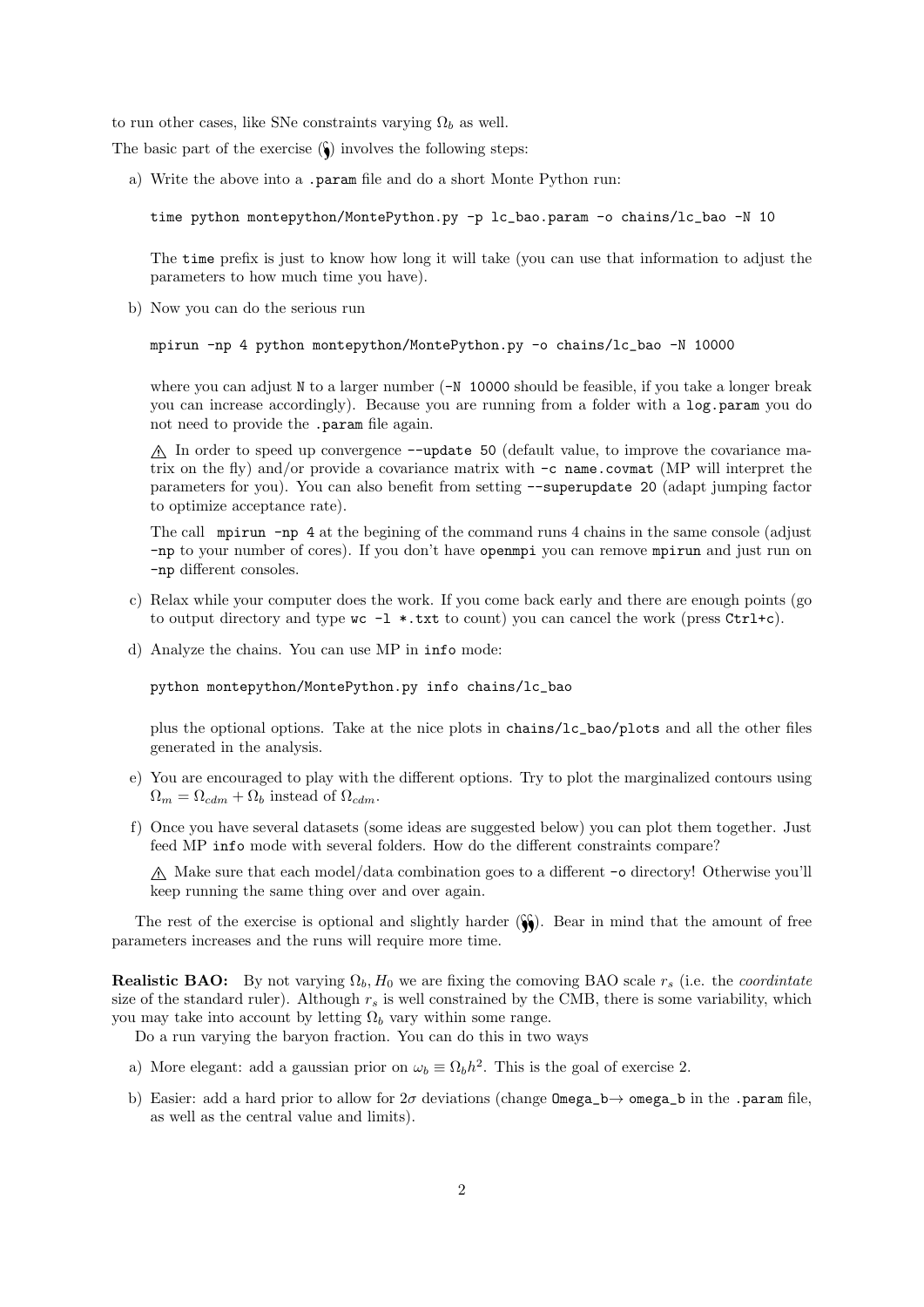to run other cases, like SNe constraints varying $\Omega_b$ as well.

The basic part of the exercise (❟) involves the following steps:

a) Write the above into a `.param` file and do a short Monte Python run:

```
time python montepython/MontePython.py -p lc_bao.param -o chains/lc_bao -N 10
```

The `time` prefix is just to know how long it will take (you can use that information to adjust the parameters to how much time you have).

b) Now you can do the serious run

```
mpirun -np 4 python montepython/MontePython.py -o chains/lc_bao -N 10000
```

where you can adjust `N` to a larger number (`-N 10000` should be feasible, if you take a longer break you can increase accordingly). Because you are running from a folder with a `log.param` you do not need to provide the `.param` file again.

⚠ In order to speed up convergence `--update 50` (default value, to improve the covariance matrix on the fly) and/or provide a covariance matrix with `-c name.covmat` (MP will interpret the parameters for you). You can also benefit from setting `--superupdate 20` (adapt jumping factor to optimize acceptance rate).

The call `mpirun -np 4` at the begining of the command runs 4 chains in the same console (adjust `-np` to your number of cores). If you don't have `openmpi` you can remove `mpirun` and just run on `-np` different consoles.

c) Relax while your computer does the work. If you come back early and there are enough points (go to output directory and type `wc -l *.txt` to count) you can cancel the work (press `Ctrl+c`).

d) Analyze the chains. You can use MP in `info` mode:

```
python montepython/MontePython.py info chains/lc_bao
```

plus the optional options. Take at the nice plots in `chains/lc_bao/plots` and all the other files generated in the analysis.

e) You are encouraged to play with the different options. Try to plot the marginalized contours using $\Omega_m = \Omega_{cdm} + \Omega_b$ instead of $\Omega_{cdm}$.

f) Once you have several datasets (some ideas are suggested below) you can plot them together. Just feed MP `info` mode with several folders. How do the different constraints compare?

⚠ Make sure that each model/data combination goes to a different `-o` directory! Otherwise you'll keep running the same thing over and over again.

The rest of the exercise is optional and slightly harder (❟❟). Bear in mind that the amount of free parameters increases and the runs will require more time.

**Realistic BAO:** By not varying $\Omega_b, H_0$ we are fixing the comoving BAO scale $r_s$ (i.e. the *coordintate* size of the standard ruler). Although $r_s$ is well constrained by the CMB, there is some variability, which you may take into account by letting $\Omega_b$ vary within some range.

Do a run varying the baryon fraction. You can do this in two ways

a) More elegant: add a gaussian prior on $\omega_b \equiv \Omega_b h^2$. This is the goal of exercise 2.

b) Easier: add a hard prior to allow for $2\sigma$ deviations (change `Omega_b`→ `omega_b` in the `.param` file, as well as the central value and limits).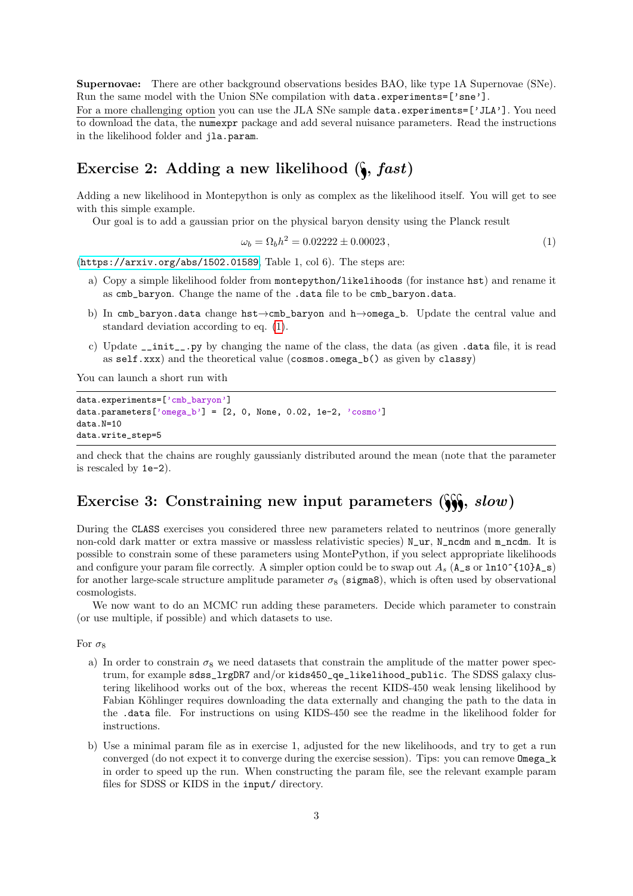**Supernovae:** There are other background observations besides BAO, like type 1A Supernovae (SNe). Run the same model with the Union SNe compilation with `data.experiments=['sne']`.

For a more challenging option you can use the JLA SNe sample `data.experiments=['JLA']`. You need to download the data, the `numexpr` package and add several nuisance parameters. Read the instructions in the likelihood folder and `jla.param`.

## Exercise 2: Adding a new likelihood (🌶, *fast*)

Adding a new likelihood in Montepython is only as complex as the likelihood itself. You will get to see with this simple example.

Our goal is to add a gaussian prior on the physical baryon density using the Planck result

$$\omega_b = \Omega_b h^2 = 0.02222 \pm 0.00023\,, \tag{1}$$

(https://arxiv.org/abs/1502.01589, Table 1, col 6). The steps are:

a) Copy a simple likelihood folder from `montepython/likelihoods` (for instance `hst`) and rename it as `cmb_baryon`. Change the name of the `.data` file to be `cmb_baryon.data`.

b) In `cmb_baryon.data` change `hst`→`cmb_baryon` and `h`→`omega_b`. Update the central value and standard deviation according to eq. (1).

c) Update `__init__.py` by changing the name of the class, the data (as given `.data` file, it is read as `self.xxx`) and the theoretical value (`cosmos.omega_b()` as given by `classy`)

You can launch a short run with

```
data.experiments=['cmb_baryon']
data.parameters['omega_b'] = [2, 0, None, 0.02, 1e-2, 'cosmo']
data.N=10
data.write_step=5
```

and check that the chains are roughly gaussianly distributed around the mean (note that the parameter is rescaled by `1e-2`).

## Exercise 3: Constraining new input parameters (🌶🌶🌶, *slow*)

During the `CLASS` exercises you considered three new parameters related to neutrinos (more generally non-cold dark matter or extra massive or massless relativistic species) `N_ur`, `N_ncdm` and `m_ncdm`. It is possible to constrain some of these parameters using MontePython, if you select appropriate likelihoods and configure your param file correctly. A simpler option could be to swap out $A_s$ (`A_s` or `ln10^{10}A_s`) for another large-scale structure amplitude parameter $\sigma_8$ (`sigma8`), which is often used by observational cosmologists.

We now want to do an MCMC run adding these parameters. Decide which parameter to constrain (or use multiple, if possible) and which datasets to use.

For $\sigma_8$

a) In order to constrain $\sigma_8$ we need datasets that constrain the amplitude of the matter power spectrum, for example `sdss_lrgDR7` and/or `kids450_qe_likelihood_public`. The SDSS galaxy clustering likelihood works out of the box, whereas the recent KIDS-450 weak lensing likelihood by Fabian Köhlinger requires downloading the data externally and changing the path to the data in the `.data` file. For instructions on using KIDS-450 see the readme in the likelihood folder for instructions.

b) Use a minimal param file as in exercise 1, adjusted for the new likelihoods, and try to get a run converged (do not expect it to converge during the exercise session). Tips: you can remove `Omega_k` in order to speed up the run. When constructing the param file, see the relevant example param files for SDSS or KIDS in the `input/` directory.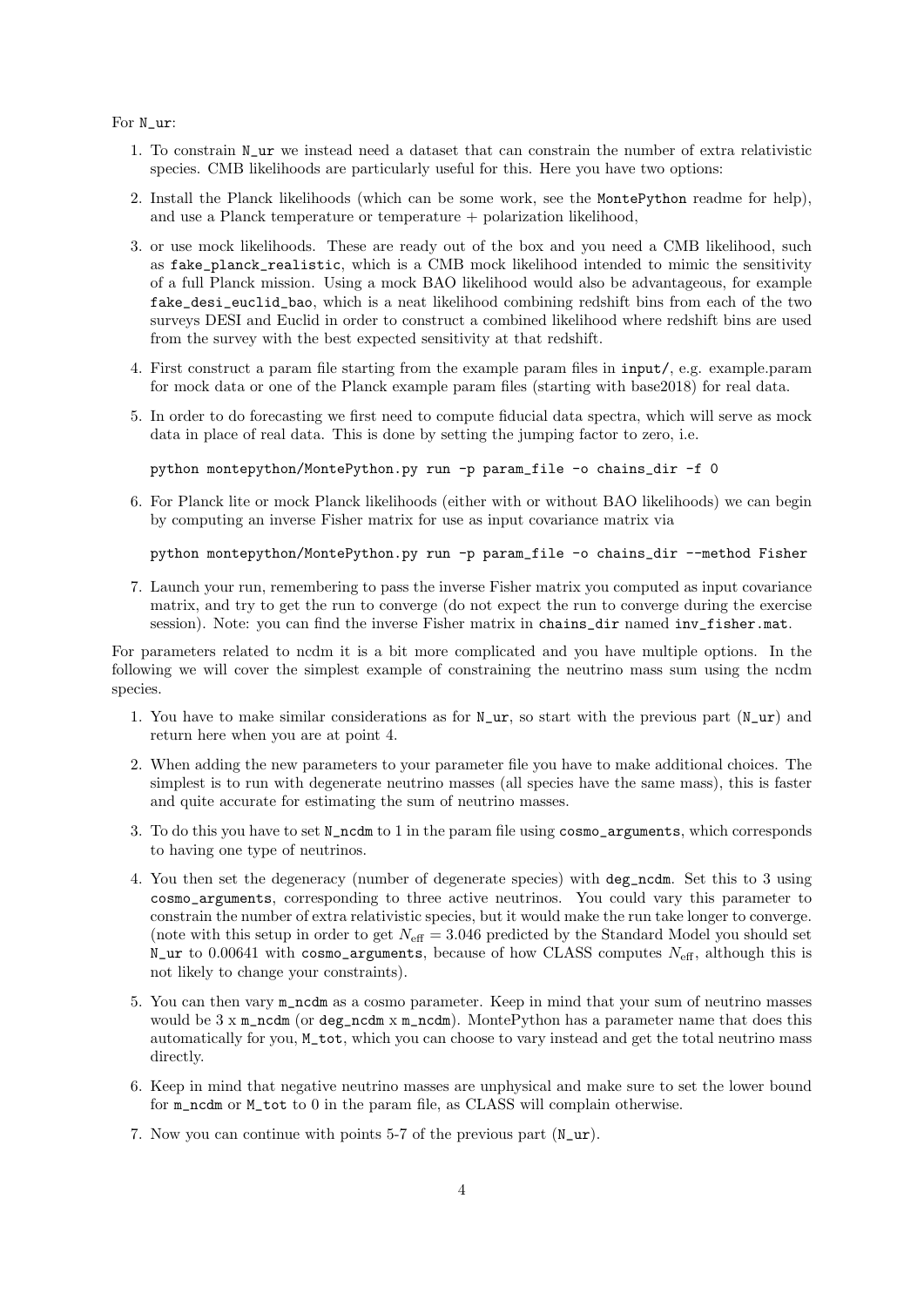For `N_ur`:

1. To constrain `N_ur` we instead need a dataset that can constrain the number of extra relativistic species. CMB likelihoods are particularly useful for this. Here you have two options:
2. Install the Planck likelihoods (which can be some work, see the `MontePython` readme for help), and use a Planck temperature or temperature + polarization likelihood,
3. or use mock likelihoods. These are ready out of the box and you need a CMB likelihood, such as `fake_planck_realistic`, which is a CMB mock likelihood intended to mimic the sensitivity of a full Planck mission. Using a mock BAO likelihood would also be advantageous, for example `fake_desi_euclid_bao`, which is a neat likelihood combining redshift bins from each of the two surveys DESI and Euclid in order to construct a combined likelihood where redshift bins are used from the survey with the best expected sensitivity at that redshift.
4. First construct a param file starting from the example param files in `input/`, e.g. example.param for mock data or one of the Planck example param files (starting with base2018) for real data.
5. In order to do forecasting we first need to compute fiducial data spectra, which will serve as mock data in place of real data. This is done by setting the jumping factor to zero, i.e.

   ```
   python montepython/MontePython.py run -p param_file -o chains_dir -f 0
   ```

6. For Planck lite or mock Planck likelihoods (either with or without BAO likelihoods) we can begin by computing an inverse Fisher matrix for use as input covariance matrix via

   ```
   python montepython/MontePython.py run -p param_file -o chains_dir --method Fisher
   ```

7. Launch your run, remembering to pass the inverse Fisher matrix you computed as input covariance matrix, and try to get the run to converge (do not expect the run to converge during the exercise session). Note: you can find the inverse Fisher matrix in `chains_dir` named `inv_fisher.mat`.

For parameters related to ncdm it is a bit more complicated and you have multiple options. In the following we will cover the simplest example of constraining the neutrino mass sum using the ncdm species.

1. You have to make similar considerations as for `N_ur`, so start with the previous part (`N_ur`) and return here when you are at point 4.
2. When adding the new parameters to your parameter file you have to make additional choices. The simplest is to run with degenerate neutrino masses (all species have the same mass), this is faster and quite accurate for estimating the sum of neutrino masses.
3. To do this you have to set `N_ncdm` to 1 in the param file using `cosmo_arguments`, which corresponds to having one type of neutrinos.
4. You then set the degeneracy (number of degenerate species) with `deg_ncdm`. Set this to 3 using `cosmo_arguments`, corresponding to three active neutrinos. You could vary this parameter to constrain the number of extra relativistic species, but it would make the run take longer to converge. (note with this setup in order to get $N_{\rm eff} = 3.046$ predicted by the Standard Model you should set `N_ur` to 0.00641 with `cosmo_arguments`, because of how CLASS computes $N_{\rm eff}$, although this is not likely to change your constraints).
5. You can then vary `m_ncdm` as a cosmo parameter. Keep in mind that your sum of neutrino masses would be 3 x `m_ncdm` (or `deg_ncdm` x `m_ncdm`). MontePython has a parameter name that does this automatically for you, `M_tot`, which you can choose to vary instead and get the total neutrino mass directly.
6. Keep in mind that negative neutrino masses are unphysical and make sure to set the lower bound for `m_ncdm` or `M_tot` to 0 in the param file, as CLASS will complain otherwise.
7. Now you can continue with points 5-7 of the previous part (`N_ur`).